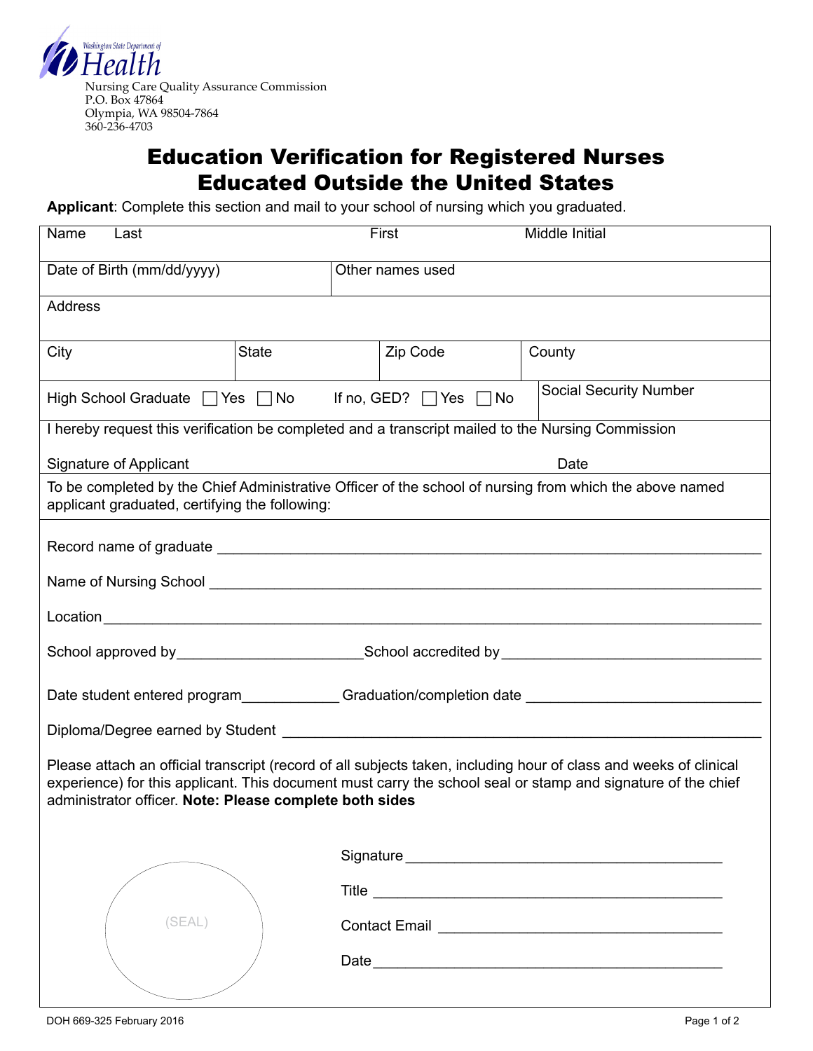Washington State Department of Health

Nursing Care Quality Assurance Commission
P.O. Box 47864
Olympia, WA 98504-7864
360-236-4703

# Education Verification for Registered Nurses Educated Outside the United States

**Applicant**: Complete this section and mail to your school of nursing which you graduated.

| Name Last | First | Middle Initial |
|---|---|---|
| Date of Birth (mm/dd/yyyy) | Other names used | |
| Address | | |

| City | State | Zip Code | County |
|---|---|---|---|
| High School Graduate ☐ Yes ☐ No | If no, GED? ☐ Yes ☐ No | | Social Security Number |

I hereby request this verification be completed and a transcript mailed to the Nursing Commission

Signature of Applicant Date

To be completed by the Chief Administrative Officer of the school of nursing from which the above named applicant graduated, certifying the following:

Record name of graduate ____________________

Name of Nursing School ____________________

Location ____________________

School approved by ____________________ School accredited by ____________________

Date student entered program ____________ Graduation/completion date ____________________

Diploma/Degree earned by Student ____________________

Please attach an official transcript (record of all subjects taken, including hour of class and weeks of clinical experience) for this applicant. This document must carry the school seal or stamp and signature of the chief administrator officer. **Note: Please complete both sides**

(SEAL)

Signature ____________________

Title ____________________

Contact Email ____________________

Date ____________________

DOH 669-325 February 2016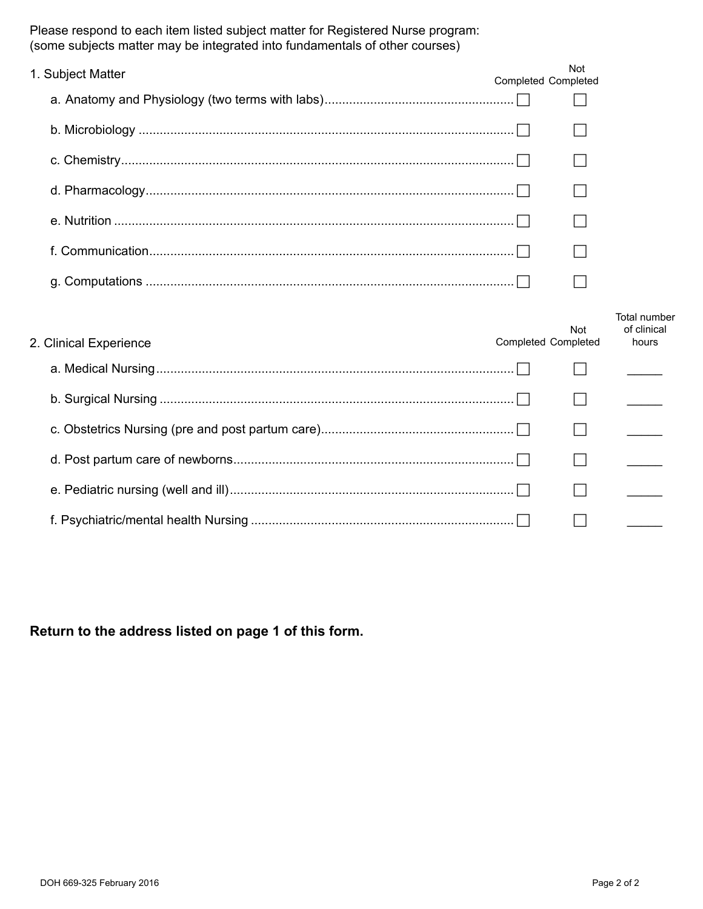Please respond to each item listed subject matter for Registered Nurse program:
(some subjects matter may be integrated into fundamentals of other courses)

| 1. Subject Matter | Completed | Not Completed |
| --- | --- | --- |
| a. Anatomy and Physiology (two terms with labs) | ☐ | ☐ |
| b. Microbiology | ☐ | ☐ |
| c. Chemistry | ☐ | ☐ |
| d. Pharmacology | ☐ | ☐ |
| e. Nutrition | ☐ | ☐ |
| f. Communication | ☐ | ☐ |
| g. Computations | ☐ | ☐ |

| 2. Clinical Experience | Completed | Not Completed | Total number of clinical hours |
| --- | --- | --- | --- |
| a. Medical Nursing | ☐ | ☐ | _____ |
| b. Surgical Nursing | ☐ | ☐ | _____ |
| c. Obstetrics Nursing (pre and post partum care) | ☐ | ☐ | _____ |
| d. Post partum care of newborns | ☐ | ☐ | _____ |
| e. Pediatric nursing (well and ill) | ☐ | ☐ | _____ |
| f. Psychiatric/mental health Nursing | ☐ | ☐ | _____ |

**Return to the address listed on page 1 of this form.**

DOH 669-325 February 2016